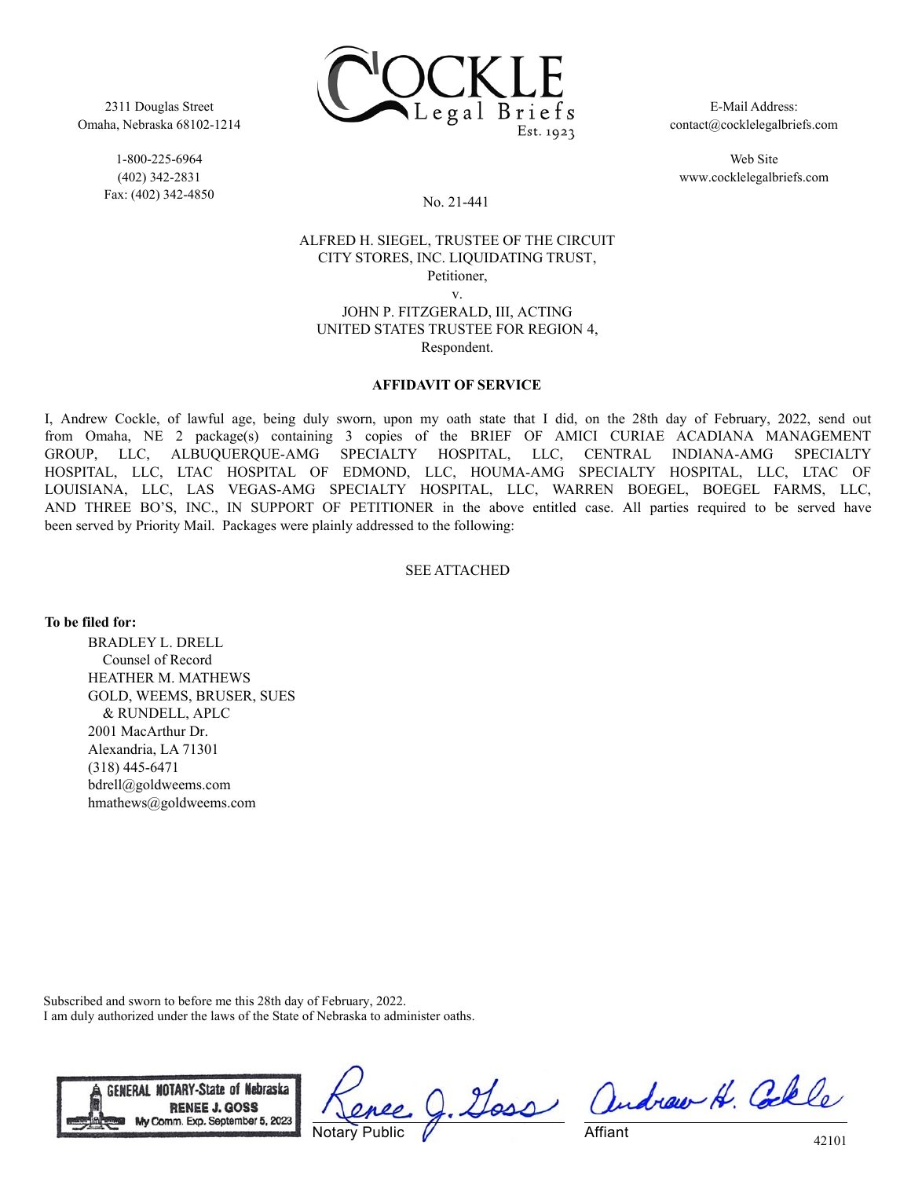2311 Douglas Street
Omaha, Nebraska 68102-1214

1-800-225-6964
(402) 342-2831
Fax: (402) 342-4850

COCKLE Legal Briefs Est. 1923

E-Mail Address:
contact@cocklelegalbriefs.com

Web Site
www.cocklelegalbriefs.com

No. 21-441

ALFRED H. SIEGEL, TRUSTEE OF THE CIRCUIT CITY STORES, INC. LIQUIDATING TRUST,
Petitioner,
v.
JOHN P. FITZGERALD, III, ACTING UNITED STATES TRUSTEE FOR REGION 4,
Respondent.

**AFFIDAVIT OF SERVICE**

I, Andrew Cockle, of lawful age, being duly sworn, upon my oath state that I did, on the 28th day of February, 2022, send out from Omaha, NE 2 package(s) containing 3 copies of the BRIEF OF AMICI CURIAE ACADIANA MANAGEMENT GROUP, LLC, ALBUQUERQUE-AMG SPECIALTY HOSPITAL, LLC, CENTRAL INDIANA-AMG SPECIALTY HOSPITAL, LLC, LTAC HOSPITAL OF EDMOND, LLC, HOUMA-AMG SPECIALTY HOSPITAL, LLC, LTAC OF LOUISIANA, LLC, LAS VEGAS-AMG SPECIALTY HOSPITAL, LLC, WARREN BOEGEL, BOEGEL FARMS, LLC, AND THREE BO'S, INC., IN SUPPORT OF PETITIONER in the above entitled case. All parties required to be served have been served by Priority Mail. Packages were plainly addressed to the following:

SEE ATTACHED

**To be filed for:**

BRADLEY L. DRELL
Counsel of Record
HEATHER M. MATHEWS
GOLD, WEEMS, BRUSER, SUES & RUNDELL, APLC
2001 MacArthur Dr.
Alexandria, LA 71301
(318) 445-6471
bdrell@goldweems.com
hmathews@goldweems.com

Subscribed and sworn to before me this 28th day of February, 2022.
I am duly authorized under the laws of the State of Nebraska to administer oaths.

GENERAL NOTARY-State of Nebraska
RENEE J. GOSS
My Comm. Exp. September 5, 2023

Renee J. Goss
Notary Public

Andrew H. Cockle
Affiant

42101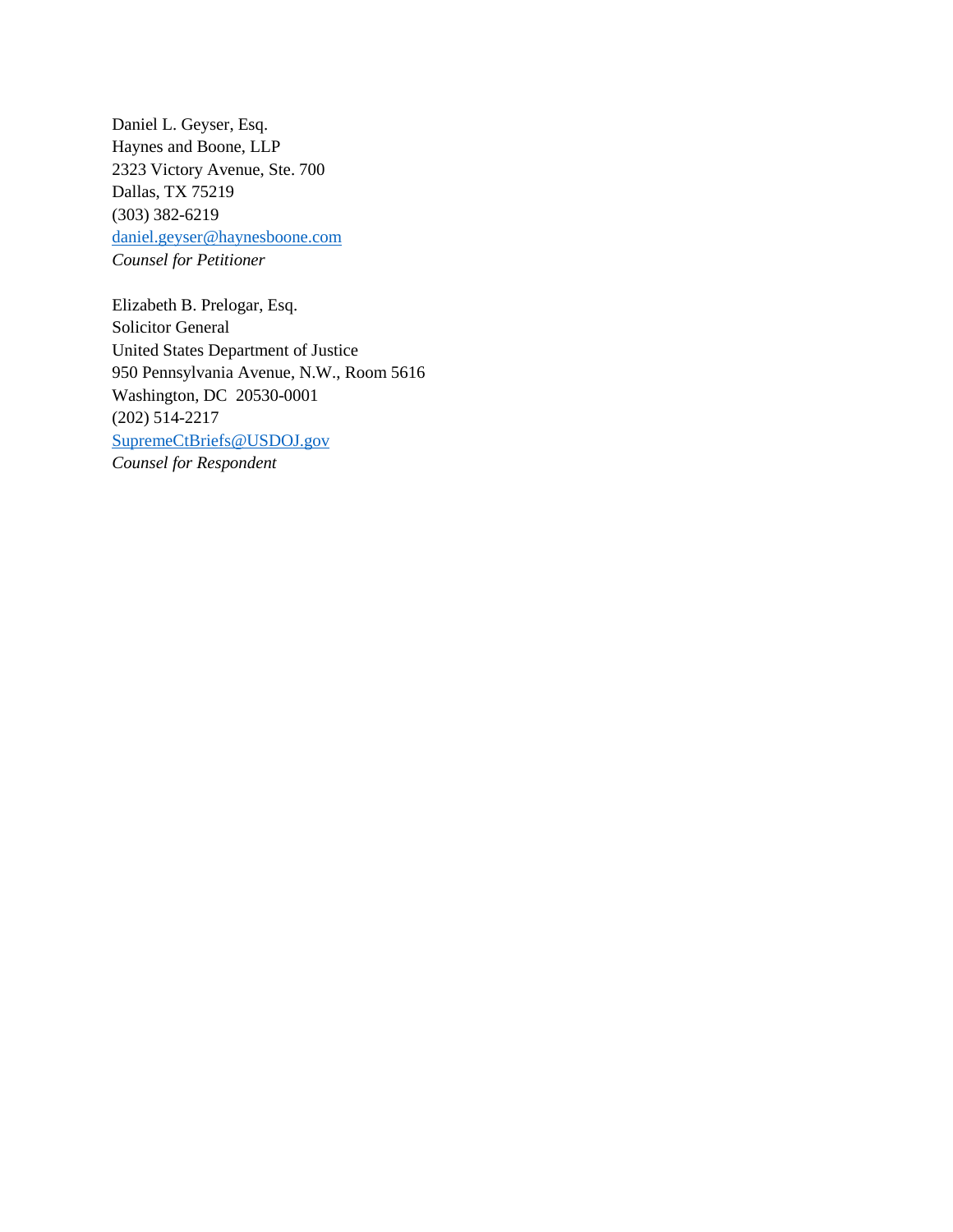Daniel L. Geyser, Esq.
Haynes and Boone, LLP
2323 Victory Avenue, Ste. 700
Dallas, TX 75219
(303) 382-6219
daniel.geyser@haynesboone.com
*Counsel for Petitioner*

Elizabeth B. Prelogar, Esq.
Solicitor General
United States Department of Justice
950 Pennsylvania Avenue, N.W., Room 5616
Washington, DC 20530-0001
(202) 514-2217
SupremeCtBriefs@USDOJ.gov
*Counsel for Respondent*